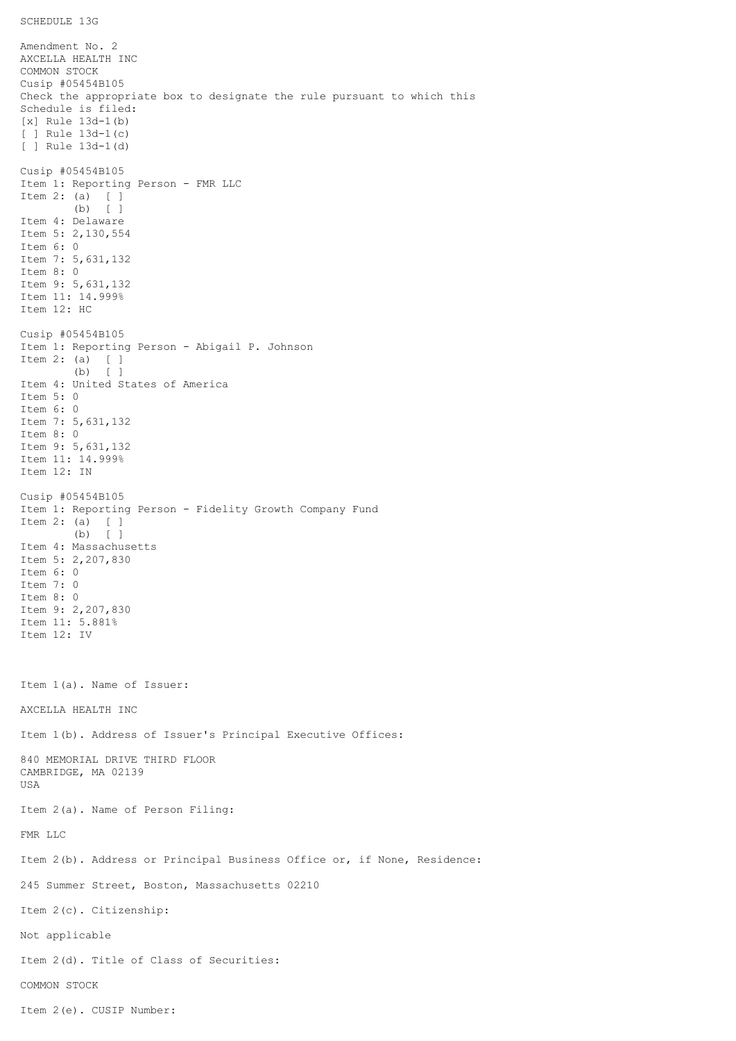SCHEDULE 13G

Amendment No. 2
AXCELLA HEALTH INC
COMMON STOCK
Cusip #05454B105
Check the appropriate box to designate the rule pursuant to which this Schedule is filed:
[x] Rule 13d-1(b)
[ ] Rule 13d-1(c)
[ ] Rule 13d-1(d)

Cusip #05454B105
Item 1: Reporting Person - FMR LLC
Item 2: (a) [ ]
(b) [ ]
Item 4: Delaware
Item 5: 2,130,554
Item 6: 0
Item 7: 5,631,132
Item 8: 0
Item 9: 5,631,132
Item 11: 14.999%
Item 12: HC

Cusip #05454B105
Item 1: Reporting Person - Abigail P. Johnson
Item 2: (a) [ ]
(b) [ ]
Item 4: United States of America
Item 5: 0
Item 6: 0
Item 7: 5,631,132
Item 8: 0
Item 9: 5,631,132
Item 11: 14.999%
Item 12: IN

Cusip #05454B105
Item 1: Reporting Person - Fidelity Growth Company Fund
Item 2: (a) [ ]
(b) [ ]
Item 4: Massachusetts
Item 5: 2,207,830
Item 6: 0
Item 7: 0
Item 8: 0
Item 9: 2,207,830
Item 11: 5.881%
Item 12: IV

Item 1(a). Name of Issuer:

AXCELLA HEALTH INC

Item 1(b). Address of Issuer's Principal Executive Offices:

840 MEMORIAL DRIVE THIRD FLOOR
CAMBRIDGE, MA 02139
USA

Item 2(a). Name of Person Filing:

FMR LLC

Item 2(b). Address or Principal Business Office or, if None, Residence:

245 Summer Street, Boston, Massachusetts 02210

Item 2(c). Citizenship:

Not applicable

Item 2(d). Title of Class of Securities:

COMMON STOCK

Item 2(e). CUSIP Number: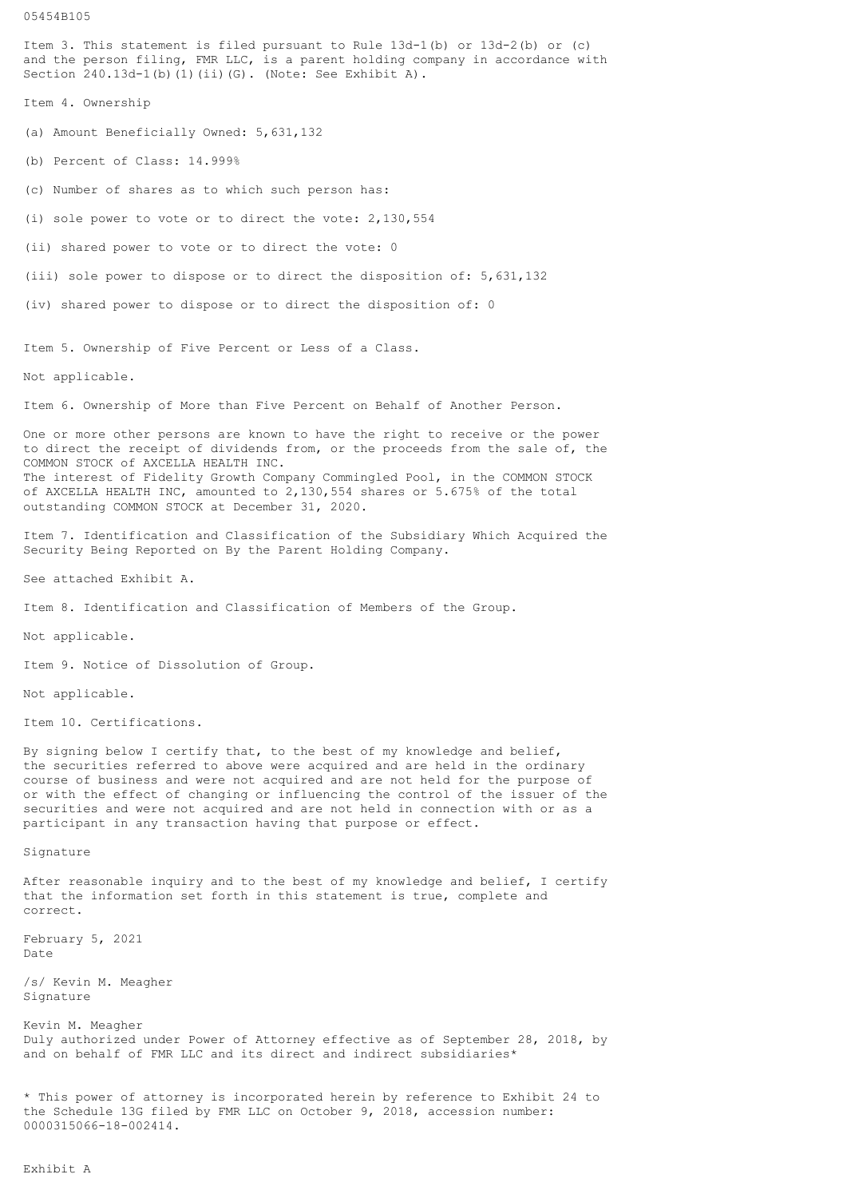05454B105

Item 3. This statement is filed pursuant to Rule 13d-1(b) or 13d-2(b) or (c) and the person filing, FMR LLC, is a parent holding company in accordance with Section 240.13d-1(b)(1)(ii)(G). (Note: See Exhibit A).

Item 4. Ownership

(a) Amount Beneficially Owned: 5,631,132

(b) Percent of Class: 14.999%

(c) Number of shares as to which such person has:

(i) sole power to vote or to direct the vote: 2,130,554

(ii) shared power to vote or to direct the vote: 0

(iii) sole power to dispose or to direct the disposition of: 5,631,132

(iv) shared power to dispose or to direct the disposition of: 0

Item 5. Ownership of Five Percent or Less of a Class.

Not applicable.

Item 6. Ownership of More than Five Percent on Behalf of Another Person.

One or more other persons are known to have the right to receive or the power to direct the receipt of dividends from, or the proceeds from the sale of, the COMMON STOCK of AXCELLA HEALTH INC.
The interest of Fidelity Growth Company Commingled Pool, in the COMMON STOCK of AXCELLA HEALTH INC, amounted to 2,130,554 shares or 5.675% of the total outstanding COMMON STOCK at December 31, 2020.

Item 7. Identification and Classification of the Subsidiary Which Acquired the Security Being Reported on By the Parent Holding Company.

See attached Exhibit A.

Item 8. Identification and Classification of Members of the Group.

Not applicable.

Item 9. Notice of Dissolution of Group.

Not applicable.

Item 10. Certifications.

By signing below I certify that, to the best of my knowledge and belief, the securities referred to above were acquired and are held in the ordinary course of business and were not acquired and are not held for the purpose of or with the effect of changing or influencing the control of the issuer of the securities and were not acquired and are not held in connection with or as a participant in any transaction having that purpose or effect.

Signature

After reasonable inquiry and to the best of my knowledge and belief, I certify that the information set forth in this statement is true, complete and correct.

February 5, 2021
Date

/s/ Kevin M. Meagher
Signature

Kevin M. Meagher
Duly authorized under Power of Attorney effective as of September 28, 2018, by and on behalf of FMR LLC and its direct and indirect subsidiaries*

* This power of attorney is incorporated herein by reference to Exhibit 24 to the Schedule 13G filed by FMR LLC on October 9, 2018, accession number: 0000315066-18-002414.

Exhibit A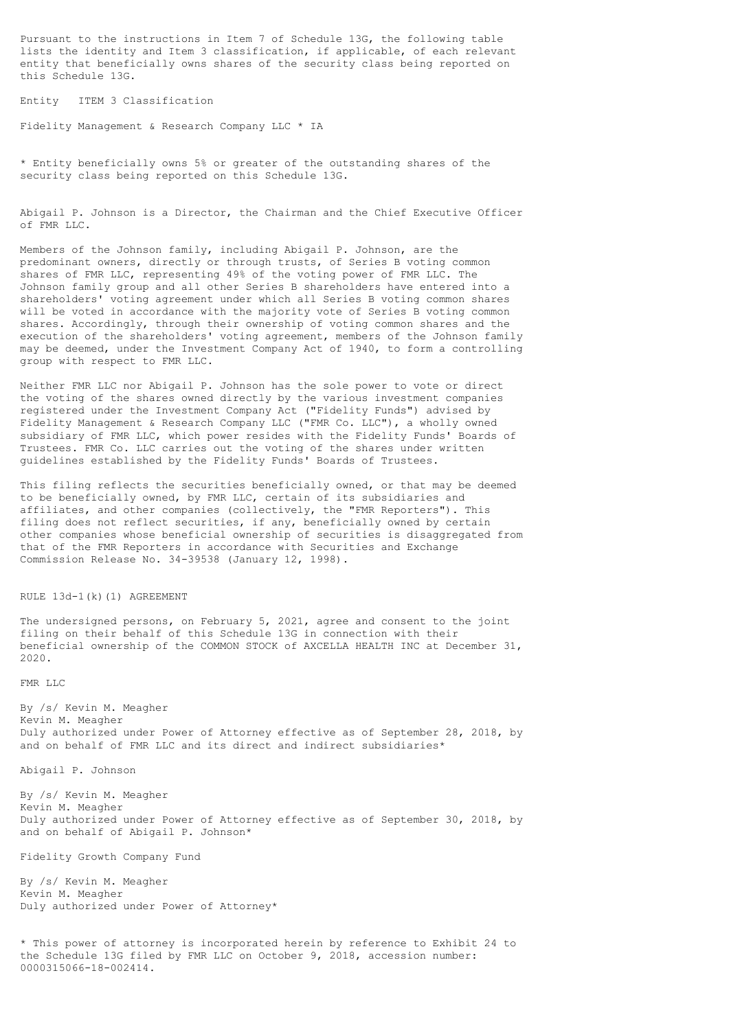Pursuant to the instructions in Item 7 of Schedule 13G, the following table lists the identity and Item 3 classification, if applicable, of each relevant entity that beneficially owns shares of the security class being reported on this Schedule 13G.

| Entity | ITEM 3 Classification |
|---|---|
| Fidelity Management & Research Company LLC * | IA |

* Entity beneficially owns 5% or greater of the outstanding shares of the security class being reported on this Schedule 13G.

Abigail P. Johnson is a Director, the Chairman and the Chief Executive Officer of FMR LLC.

Members of the Johnson family, including Abigail P. Johnson, are the predominant owners, directly or through trusts, of Series B voting common shares of FMR LLC, representing 49% of the voting power of FMR LLC. The Johnson family group and all other Series B shareholders have entered into a shareholders' voting agreement under which all Series B voting common shares will be voted in accordance with the majority vote of Series B voting common shares. Accordingly, through their ownership of voting common shares and the execution of the shareholders' voting agreement, members of the Johnson family may be deemed, under the Investment Company Act of 1940, to form a controlling group with respect to FMR LLC.

Neither FMR LLC nor Abigail P. Johnson has the sole power to vote or direct the voting of the shares owned directly by the various investment companies registered under the Investment Company Act ("Fidelity Funds") advised by Fidelity Management & Research Company LLC ("FMR Co. LLC"), a wholly owned subsidiary of FMR LLC, which power resides with the Fidelity Funds' Boards of Trustees. FMR Co. LLC carries out the voting of the shares under written guidelines established by the Fidelity Funds' Boards of Trustees.

This filing reflects the securities beneficially owned, or that may be deemed to be beneficially owned, by FMR LLC, certain of its subsidiaries and affiliates, and other companies (collectively, the "FMR Reporters"). This filing does not reflect securities, if any, beneficially owned by certain other companies whose beneficial ownership of securities is disaggregated from that of the FMR Reporters in accordance with Securities and Exchange Commission Release No. 34-39538 (January 12, 1998).

RULE 13d-1(k)(1) AGREEMENT

The undersigned persons, on February 5, 2021, agree and consent to the joint filing on their behalf of this Schedule 13G in connection with their beneficial ownership of the COMMON STOCK of AXCELLA HEALTH INC at December 31, 2020.

FMR LLC

By /s/ Kevin M. Meagher
Kevin M. Meagher
Duly authorized under Power of Attorney effective as of September 28, 2018, by and on behalf of FMR LLC and its direct and indirect subsidiaries*

Abigail P. Johnson

By /s/ Kevin M. Meagher
Kevin M. Meagher
Duly authorized under Power of Attorney effective as of September 30, 2018, by and on behalf of Abigail P. Johnson*

Fidelity Growth Company Fund

By /s/ Kevin M. Meagher
Kevin M. Meagher
Duly authorized under Power of Attorney*

* This power of attorney is incorporated herein by reference to Exhibit 24 to the Schedule 13G filed by FMR LLC on October 9, 2018, accession number: 0000315066-18-002414.